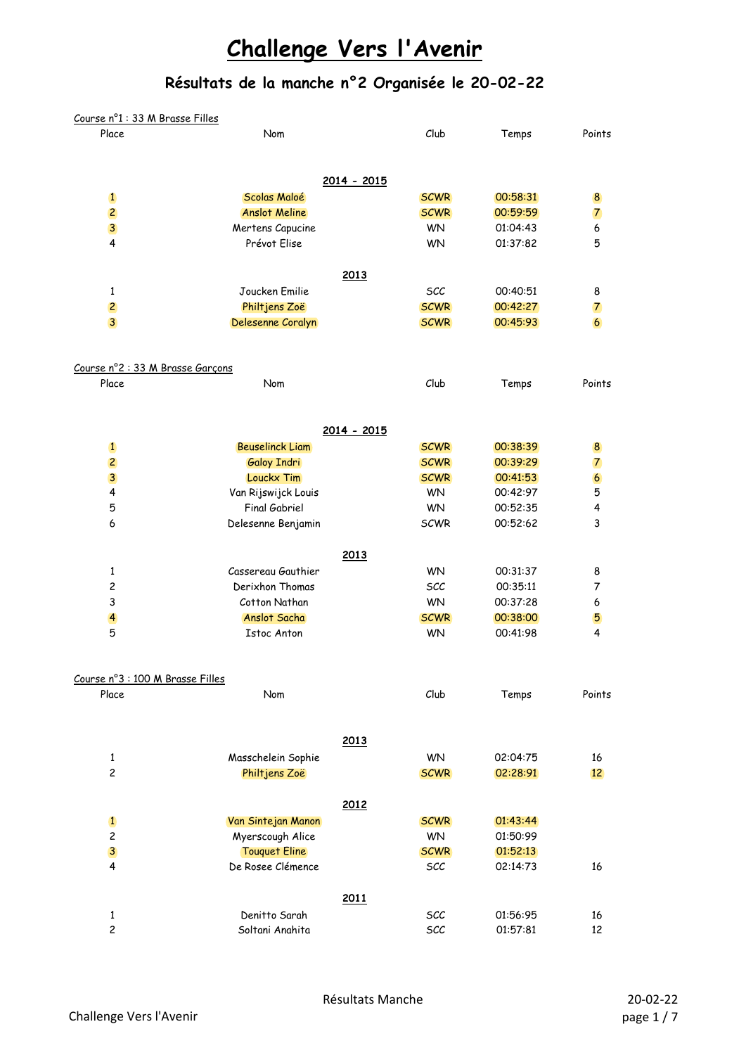# Challenge Vers l'Avenir

## Résultats de la manche n°2 Organisée le 20-02-22

Course n°1 : 33 M Brasse Filles

| Place | Nom | Club | Temps | Points |
|---|---|---|---|---|
| | **2014 - 2015** | | | |
| 1 | Scolas Maloé | SCWR | 00:58:31 | 8 |
| 2 | Anslot Meline | SCWR | 00:59:59 | 7 |
| 3 | Mertens Capucine | WN | 01:04:43 | 6 |
| 4 | Prévot Elise | WN | 01:37:82 | 5 |
| | **2013** | | | |
| 1 | Joucken Emilie | SCC | 00:40:51 | 8 |
| 2 | Philtjens Zoë | SCWR | 00:42:27 | 7 |
| 3 | Delesenne Coralyn | SCWR | 00:45:93 | 6 |

Course n°2 : 33 M Brasse Garçons

| Place | Nom | Club | Temps | Points |
|---|---|---|---|---|
| | **2014 - 2015** | | | |
| 1 | Beuselinck Liam | SCWR | 00:38:39 | 8 |
| 2 | Galoy Indri | SCWR | 00:39:29 | 7 |
| 3 | Louckx Tim | SCWR | 00:41:53 | 6 |
| 4 | Van Rijswijck Louis | WN | 00:42:97 | 5 |
| 5 | Final Gabriel | WN | 00:52:35 | 4 |
| 6 | Delesenne Benjamin | SCWR | 00:52:62 | 3 |
| | **2013** | | | |
| 1 | Cassereau Gauthier | WN | 00:31:37 | 8 |
| 2 | Derixhon Thomas | SCC | 00:35:11 | 7 |
| 3 | Cotton Nathan | WN | 00:37:28 | 6 |
| 4 | Anslot Sacha | SCWR | 00:38:00 | 5 |
| 5 | Istoc Anton | WN | 00:41:98 | 4 |

Course n°3 : 100 M Brasse Filles

| Place | Nom | Club | Temps | Points |
|---|---|---|---|---|
| | **2013** | | | |
| 1 | Masschelein Sophie | WN | 02:04:75 | 16 |
| 2 | Philtjens Zoë | SCWR | 02:28:91 | 12 |
| | **2012** | | | |
| 1 | Van Sintejan Manon | SCWR | 01:43:44 | |
| 2 | Myerscough Alice | WN | 01:50:99 | |
| 3 | Touquet Eline | SCWR | 01:52:13 | |
| 4 | De Rosee Clémence | SCC | 02:14:73 | 16 |
| | **2011** | | | |
| 1 | Denitto Sarah | SCC | 01:56:95 | 16 |
| 2 | Soltani Anahita | SCC | 01:57:81 | 12 |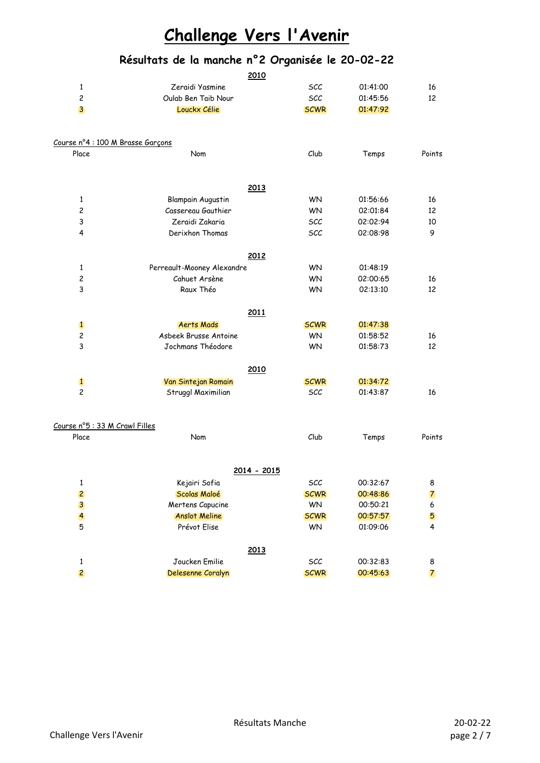# Challenge Vers l'Avenir

## Résultats de la manche n°2 Organisée le 20-02-22

**2010**

| | | | | |
|---|---|---|---|---|
| 1 | Zeraidi Yasmine | SCC | 01:41:00 | 16 |
| 2 | Oulab Ben Taib Nour | SCC | 01:45:56 | 12 |
| 3 | Louckx Célie | SCWR | 01:47:92 | |

Course n°4 : 100 M Brasse Garçons

| Place | Nom | Club | Temps | Points |
|---|---|---|---|---|
| | **2013** | | | |
| 1 | Blampain Augustin | WN | 01:56:66 | 16 |
| 2 | Cassereau Gauthier | WN | 02:01:84 | 12 |
| 3 | Zeraidi Zakaria | SCC | 02:02:94 | 10 |
| 4 | Derixhon Thomas | SCC | 02:08:98 | 9 |
| | **2012** | | | |
| 1 | Perreault-Mooney Alexandre | WN | 01:48:19 | |
| 2 | Cahuet Arsène | WN | 02:00:65 | 16 |
| 3 | Raux Théo | WN | 02:13:10 | 12 |
| | **2011** | | | |
| 1 | Aerts Mads | SCWR | 01:47:38 | |
| 2 | Asbeek Brusse Antoine | WN | 01:58:52 | 16 |
| 3 | Jochmans Théodore | WN | 01:58:73 | 12 |
| | **2010** | | | |
| 1 | Van Sintejan Romain | SCWR | 01:34:72 | |
| 2 | Struggl Maximilian | SCC | 01:43:87 | 16 |

Course n°5 : 33 M Crawl Filles

| Place | Nom | Club | Temps | Points |
|---|---|---|---|---|
| | **2014 - 2015** | | | |
| 1 | Kejairi Sofia | SCC | 00:32:67 | 8 |
| 2 | Scolas Maloé | SCWR | 00:48:86 | 7 |
| 3 | Mertens Capucine | WN | 00:50:21 | 6 |
| 4 | Anslot Meline | SCWR | 00:57:57 | 5 |
| 5 | Prévot Elise | WN | 01:09:06 | 4 |
| | **2013** | | | |
| 1 | Joucken Emilie | SCC | 00:32:83 | 8 |
| 2 | Delesenne Coralyn | SCWR | 00:45:63 | 7 |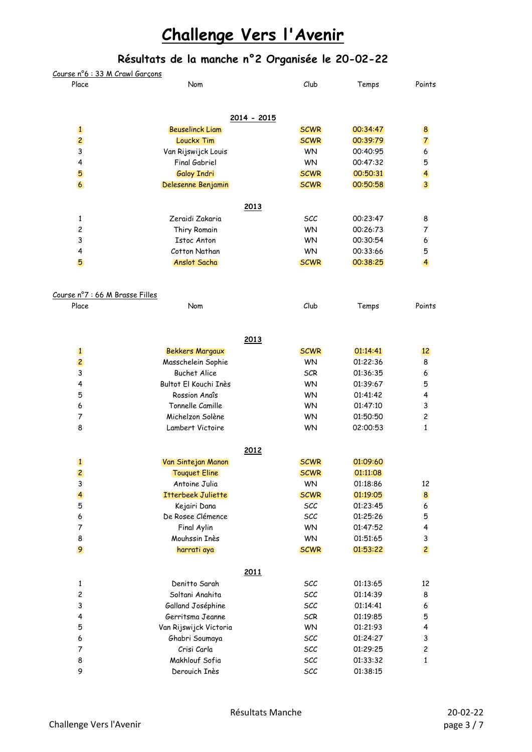# Challenge Vers l'Avenir

## Résultats de la manche n°2 Organisée le 20-02-22

Course n°6 : 33 M Crawl Garçons

| Place | Nom | Club | Temps | Points |
|---|---|---|---|---|
| | **2014 - 2015** | | | |
| 1 | Beuselinck Liam | SCWR | 00:34:47 | 8 |
| 2 | Louckx Tim | SCWR | 00:39:79 | 7 |
| 3 | Van Rijswijck Louis | WN | 00:40:95 | 6 |
| 4 | Final Gabriel | WN | 00:47:32 | 5 |
| 5 | Galoy Indri | SCWR | 00:50:31 | 4 |
| 6 | Delesenne Benjamin | SCWR | 00:50:58 | 3 |
| | **2013** | | | |
| 1 | Zeraidi Zakaria | SCC | 00:23:47 | 8 |
| 2 | Thiry Romain | WN | 00:26:73 | 7 |
| 3 | Istoc Anton | WN | 00:30:54 | 6 |
| 4 | Cotton Nathan | WN | 00:33:66 | 5 |
| 5 | Anslot Sacha | SCWR | 00:38:25 | 4 |

Course n°7 : 66 M Brasse Filles

| Place | Nom | Club | Temps | Points |
|---|---|---|---|---|
| | **2013** | | | |
| 1 | Bekkers Margaux | SCWR | 01:14:41 | 12 |
| 2 | Masschelein Sophie | WN | 01:22:36 | 8 |
| 3 | Buchet Alice | SCR | 01:36:35 | 6 |
| 4 | Bultot El Kouchi Inès | WN | 01:39:67 | 5 |
| 5 | Rossion Anaîs | WN | 01:41:42 | 4 |
| 6 | Tonnelle Camille | WN | 01:47:10 | 3 |
| 7 | Michelzon Solène | WN | 01:50:50 | 2 |
| 8 | Lambert Victoire | WN | 02:00:53 | 1 |
| | **2012** | | | |
| 1 | Van Sintejan Manon | SCWR | 01:09:60 | |
| 2 | Touquet Eline | SCWR | 01:11:08 | |
| 3 | Antoine Julia | WN | 01:18:86 | 12 |
| 4 | Itterbeek Juliette | SCWR | 01:19:05 | 8 |
| 5 | Kejairi Dana | SCC | 01:23:45 | 6 |
| 6 | De Rosee Clémence | SCC | 01:25:26 | 5 |
| 7 | Final Aylin | WN | 01:47:52 | 4 |
| 8 | Mouhssin Inès | WN | 01:51:65 | 3 |
| 9 | harrati aya | SCWR | 01:53:22 | 2 |
| | **2011** | | | |
| 1 | Denitto Sarah | SCC | 01:13:65 | 12 |
| 2 | Soltani Anahita | SCC | 01:14:39 | 8 |
| 3 | Galland Joséphine | SCC | 01:14:41 | 6 |
| 4 | Gerritsma Jeanne | SCR | 01:19:85 | 5 |
| 5 | Van Rijswijck Victoria | WN | 01:21:93 | 4 |
| 6 | Ghabri Soumaya | SCC | 01:24:27 | 3 |
| 7 | Crisi Carla | SCC | 01:29:25 | 2 |
| 8 | Makhlouf Sofia | SCC | 01:33:32 | 1 |
| 9 | Derouich Inès | SCC | 01:38:15 | |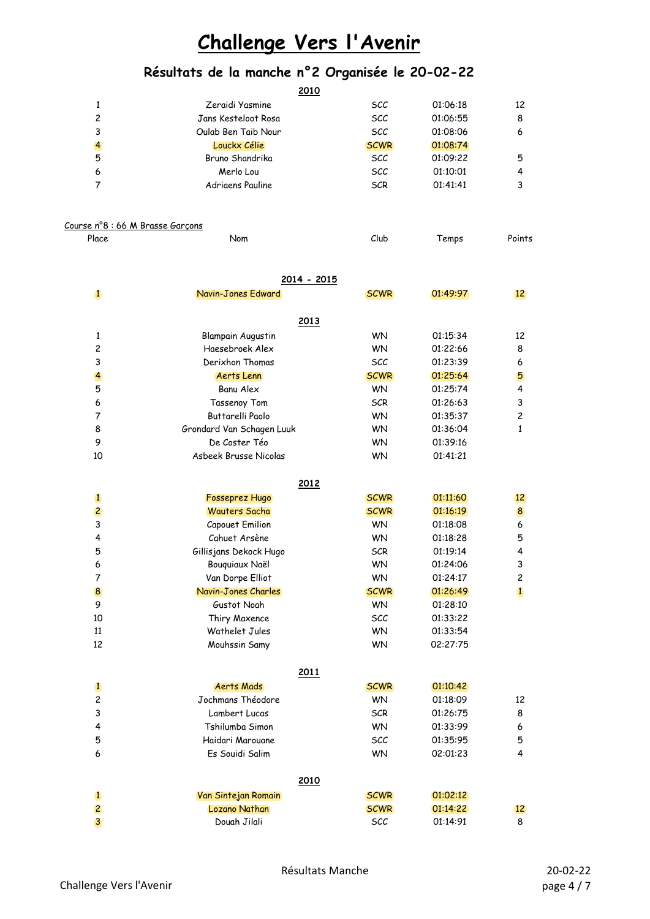# Challenge Vers l'Avenir

## Résultats de la manche n°2 Organisée le 20-02-22

**2010**

| | | | | |
|---|---|---|---|---|
| 1 | Zeraidi Yasmine | SCC | 01:06:18 | 12 |
| 2 | Jans Kesteloot Rosa | SCC | 01:06:55 | 8 |
| 3 | Oulab Ben Taib Nour | SCC | 01:08:06 | 6 |
| 4 | Louckx Célie | SCWR | 01:08:74 | |
| 5 | Bruno Shandrika | SCC | 01:09:22 | 5 |
| 6 | Merlo Lou | SCC | 01:10:01 | 4 |
| 7 | Adriaens Pauline | SCR | 01:41:41 | 3 |

Course n°8 : 66 M Brasse Garçons

| Place | Nom | Club | Temps | Points |
|---|---|---|---|---|
| | **2014 - 2015** | | | |
| 1 | Navin-Jones Edward | SCWR | 01:49:97 | 12 |
| | **2013** | | | |
| 1 | Blampain Augustin | WN | 01:15:34 | 12 |
| 2 | Haesebroek Alex | WN | 01:22:66 | 8 |
| 3 | Derixhon Thomas | SCC | 01:23:39 | 6 |
| 4 | Aerts Lenn | SCWR | 01:25:64 | 5 |
| 5 | Banu Alex | WN | 01:25:74 | 4 |
| 6 | Tassenoy Tom | SCR | 01:26:63 | 3 |
| 7 | Buttarelli Paolo | WN | 01:35:37 | 2 |
| 8 | Grondard Van Schagen Luuk | WN | 01:36:04 | 1 |
| 9 | De Coster Téo | WN | 01:39:16 | |
| 10 | Asbeek Brusse Nicolas | WN | 01:41:21 | |
| | **2012** | | | |
| 1 | Fosseprez Hugo | SCWR | 01:11:60 | 12 |
| 2 | Wauters Sacha | SCWR | 01:16:19 | 8 |
| 3 | Capouet Emilion | WN | 01:18:08 | 6 |
| 4 | Cahuet Arsène | WN | 01:18:28 | 5 |
| 5 | Gillisjans Dekock Hugo | SCR | 01:19:14 | 4 |
| 6 | Bouquiaux Naël | WN | 01:24:06 | 3 |
| 7 | Van Dorpe Elliot | WN | 01:24:17 | 2 |
| 8 | Navin-Jones Charles | SCWR | 01:26:49 | 1 |
| 9 | Gustot Noah | WN | 01:28:10 | |
| 10 | Thiry Maxence | SCC | 01:33:22 | |
| 11 | Wathelet Jules | WN | 01:33:54 | |
| 12 | Mouhssin Samy | WN | 02:27:75 | |
| | **2011** | | | |
| 1 | Aerts Mads | SCWR | 01:10:42 | |
| 2 | Jochmans Théodore | WN | 01:18:09 | 12 |
| 3 | Lambert Lucas | SCR | 01:26:75 | 8 |
| 4 | Tshilumba Simon | WN | 01:33:99 | 6 |
| 5 | Haidari Marouane | SCC | 01:35:95 | 5 |
| 6 | Es Souidi Salim | WN | 02:01:23 | 4 |
| | **2010** | | | |
| 1 | Van Sintejan Romain | SCWR | 01:02:12 | |
| 2 | Lozano Nathan | SCWR | 01:14:22 | 12 |
| 3 | Douah Jilali | SCC | 01:14:91 | 8 |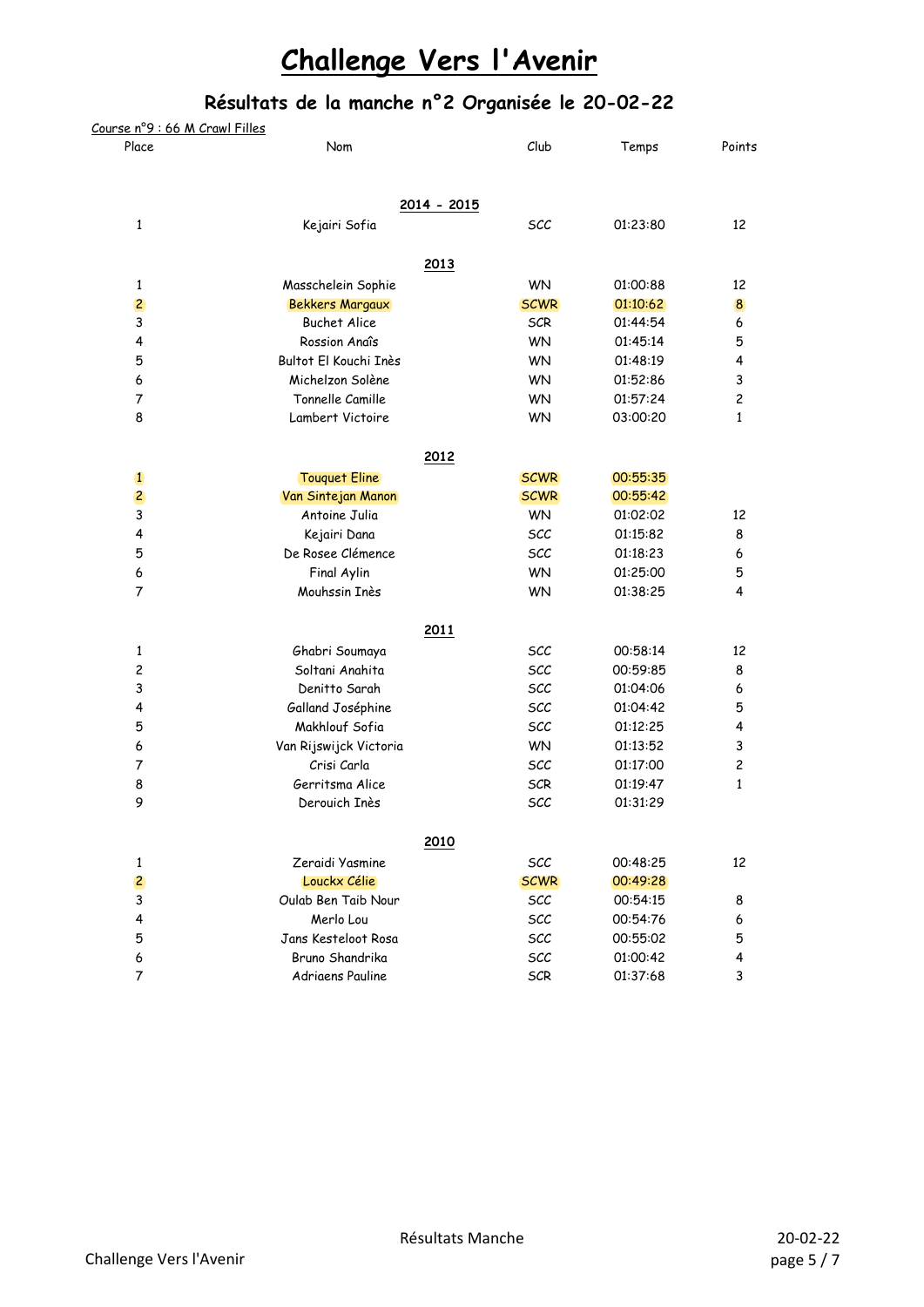# Challenge Vers l'Avenir

## Résultats de la manche n°2 Organisée le 20-02-22

Course n°9 : 66 M Crawl Filles

| Place | Nom | Club | Temps | Points |
|---|---|---|---|---|
| | **2014 - 2015** | | | |
| 1 | Kejairi Sofia | SCC | 01:23:80 | 12 |
| | **2013** | | | |
| 1 | Masschelein Sophie | WN | 01:00:88 | 12 |
| 2 | Bekkers Margaux | SCWR | 01:10:62 | 8 |
| 3 | Buchet Alice | SCR | 01:44:54 | 6 |
| 4 | Rossion Anaîs | WN | 01:45:14 | 5 |
| 5 | Bultot El Kouchi Inès | WN | 01:48:19 | 4 |
| 6 | Michelzon Solène | WN | 01:52:86 | 3 |
| 7 | Tonnelle Camille | WN | 01:57:24 | 2 |
| 8 | Lambert Victoire | WN | 03:00:20 | 1 |
| | **2012** | | | |
| 1 | Touquet Eline | SCWR | 00:55:35 | |
| 2 | Van Sintejan Manon | SCWR | 00:55:42 | |
| 3 | Antoine Julia | WN | 01:02:02 | 12 |
| 4 | Kejairi Dana | SCC | 01:15:82 | 8 |
| 5 | De Rosee Clémence | SCC | 01:18:23 | 6 |
| 6 | Final Aylin | WN | 01:25:00 | 5 |
| 7 | Mouhssin Inès | WN | 01:38:25 | 4 |
| | **2011** | | | |
| 1 | Ghabri Soumaya | SCC | 00:58:14 | 12 |
| 2 | Soltani Anahita | SCC | 00:59:85 | 8 |
| 3 | Denitto Sarah | SCC | 01:04:06 | 6 |
| 4 | Galland Joséphine | SCC | 01:04:42 | 5 |
| 5 | Makhlouf Sofia | SCC | 01:12:25 | 4 |
| 6 | Van Rijswijck Victoria | WN | 01:13:52 | 3 |
| 7 | Crisi Carla | SCC | 01:17:00 | 2 |
| 8 | Gerritsma Alice | SCR | 01:19:47 | 1 |
| 9 | Derouich Inès | SCC | 01:31:29 | |
| | **2010** | | | |
| 1 | Zeraidi Yasmine | SCC | 00:48:25 | 12 |
| 2 | Louckx Célie | SCWR | 00:49:28 | |
| 3 | Oulab Ben Taib Nour | SCC | 00:54:15 | 8 |
| 4 | Merlo Lou | SCC | 00:54:76 | 6 |
| 5 | Jans Kesteloot Rosa | SCC | 00:55:02 | 5 |
| 6 | Bruno Shandrika | SCC | 01:00:42 | 4 |
| 7 | Adriaens Pauline | SCR | 01:37:68 | 3 |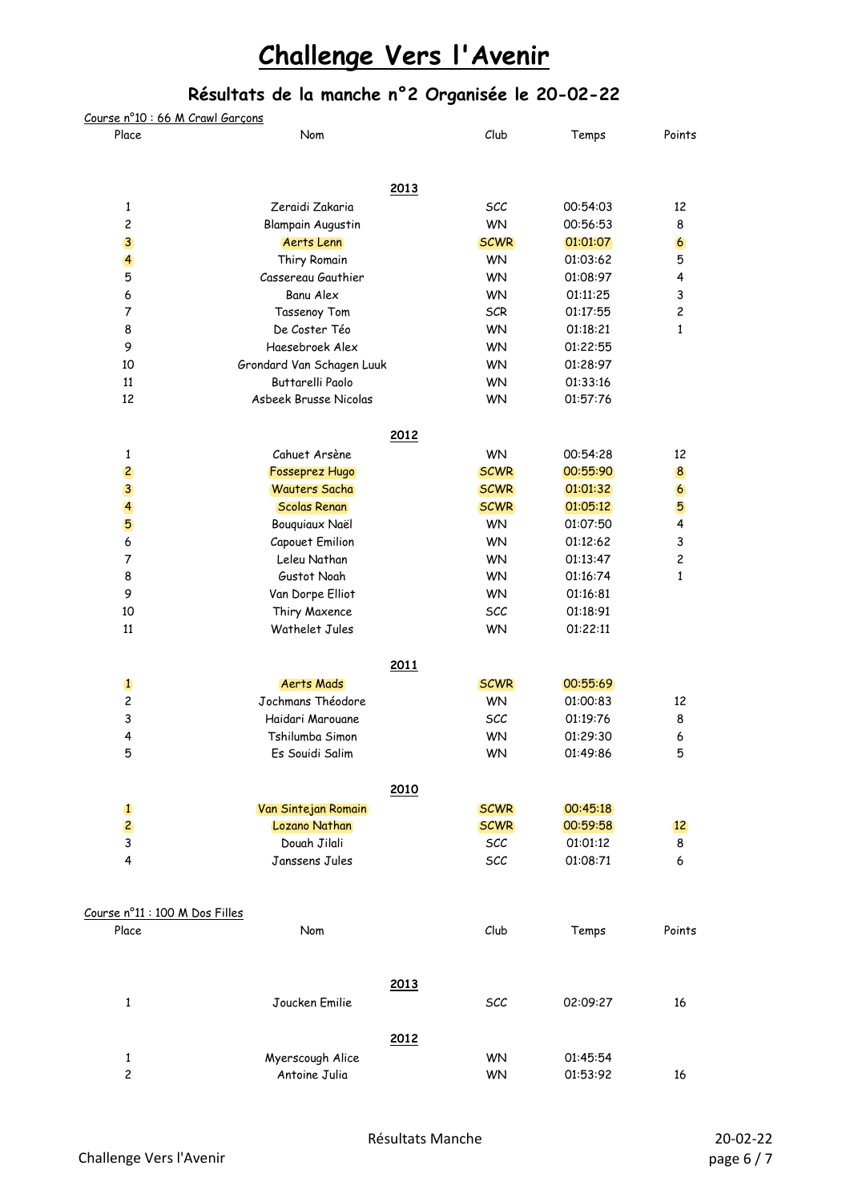# Challenge Vers l'Avenir

## Résultats de la manche n°2 Organisée le 20-02-22

Course n°10 : 66 M Crawl Garçons

| Place | Nom | Club | Temps | Points |
|---|---|---|---|---|
| | **2013** | | | |
| 1 | Zeraidi Zakaria | SCC | 00:54:03 | 12 |
| 2 | Blampain Augustin | WN | 00:56:53 | 8 |
| 3 | Aerts Lenn | SCWR | 01:01:07 | 6 |
| 4 | Thiry Romain | WN | 01:03:62 | 5 |
| 5 | Cassereau Gauthier | WN | 01:08:97 | 4 |
| 6 | Banu Alex | WN | 01:11:25 | 3 |
| 7 | Tassenoy Tom | SCR | 01:17:55 | 2 |
| 8 | De Coster Téo | WN | 01:18:21 | 1 |
| 9 | Haesebroek Alex | WN | 01:22:55 | |
| 10 | Grondard Van Schagen Luuk | WN | 01:28:97 | |
| 11 | Buttarelli Paolo | WN | 01:33:16 | |
| 12 | Asbeek Brusse Nicolas | WN | 01:57:76 | |
| | **2012** | | | |
| 1 | Cahuet Arsène | WN | 00:54:28 | 12 |
| 2 | Fosseprez Hugo | SCWR | 00:55:90 | 8 |
| 3 | Wauters Sacha | SCWR | 01:01:32 | 6 |
| 4 | Scolas Renan | SCWR | 01:05:12 | 5 |
| 5 | Bouquiaux Naël | WN | 01:07:50 | 4 |
| 6 | Capouet Emilion | WN | 01:12:62 | 3 |
| 7 | Leleu Nathan | WN | 01:13:47 | 2 |
| 8 | Gustot Noah | WN | 01:16:74 | 1 |
| 9 | Van Dorpe Elliot | WN | 01:16:81 | |
| 10 | Thiry Maxence | SCC | 01:18:91 | |
| 11 | Wathelet Jules | WN | 01:22:11 | |
| | **2011** | | | |
| 1 | Aerts Mads | SCWR | 00:55:69 | |
| 2 | Jochmans Théodore | WN | 01:00:83 | 12 |
| 3 | Haidari Marouane | SCC | 01:19:76 | 8 |
| 4 | Tshilumba Simon | WN | 01:29:30 | 6 |
| 5 | Es Souidi Salim | WN | 01:49:86 | 5 |
| | **2010** | | | |
| 1 | Van Sintejan Romain | SCWR | 00:45:18 | |
| 2 | Lozano Nathan | SCWR | 00:59:58 | 12 |
| 3 | Douah Jilali | SCC | 01:01:12 | 8 |
| 4 | Janssens Jules | SCC | 01:08:71 | 6 |

Course n°11 : 100 M Dos Filles

| Place | Nom | Club | Temps | Points |
|---|---|---|---|---|
| | **2013** | | | |
| 1 | Joucken Emilie | SCC | 02:09:27 | 16 |
| | **2012** | | | |
| 1 | Myerscough Alice | WN | 01:45:54 | |
| 2 | Antoine Julia | WN | 01:53:92 | 16 |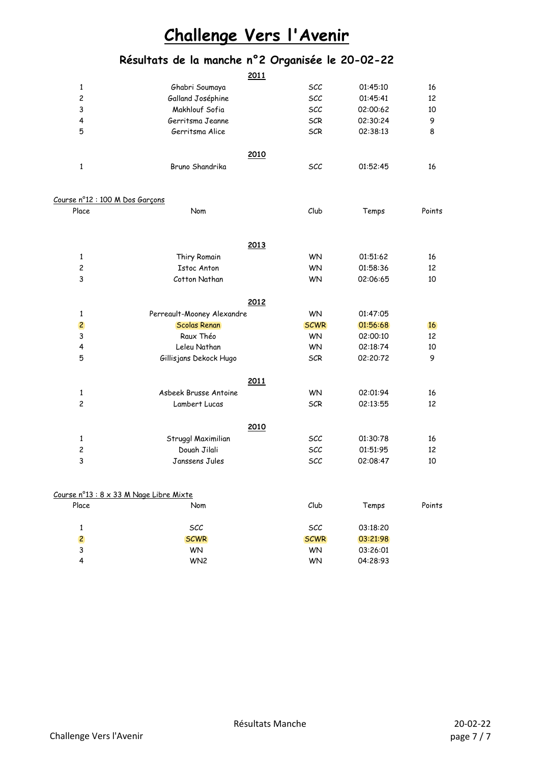# Challenge Vers l'Avenir

## Résultats de la manche n°2 Organisée le 20-02-22

**2011**

| | | | | |
|---|---|---|---|---|
| 1 | Ghabri Soumaya | SCC | 01:45:10 | 16 |
| 2 | Galland Joséphine | SCC | 01:45:41 | 12 |
| 3 | Makhlouf Sofia | SCC | 02:00:62 | 10 |
| 4 | Gerritsma Jeanne | SCR | 02:30:24 | 9 |
| 5 | Gerritsma Alice | SCR | 02:38:13 | 8 |

**2010**

| | | | | |
|---|---|---|---|---|
| 1 | Bruno Shandrika | SCC | 01:52:45 | 16 |

Course n°12 : 100 M Dos Garçons

| Place | Nom | Club | Temps | Points |
|---|---|---|---|---|
| | **2013** | | | |
| 1 | Thiry Romain | WN | 01:51:62 | 16 |
| 2 | Istoc Anton | WN | 01:58:36 | 12 |
| 3 | Cotton Nathan | WN | 02:06:65 | 10 |
| | **2012** | | | |
| 1 | Perreault-Mooney Alexandre | WN | 01:47:05 | |
| 2 | Scolas Renan | SCWR | 01:56:68 | 16 |
| 3 | Raux Théo | WN | 02:00:10 | 12 |
| 4 | Leleu Nathan | WN | 02:18:74 | 10 |
| 5 | Gillisjans Dekock Hugo | SCR | 02:20:72 | 9 |
| | **2011** | | | |
| 1 | Asbeek Brusse Antoine | WN | 02:01:94 | 16 |
| 2 | Lambert Lucas | SCR | 02:13:55 | 12 |
| | **2010** | | | |
| 1 | Struggl Maximilian | SCC | 01:30:78 | 16 |
| 2 | Douah Jilali | SCC | 01:51:95 | 12 |
| 3 | Janssens Jules | SCC | 02:08:47 | 10 |

Course n°13 : 8 x 33 M Nage Libre Mixte

| Place | Nom | Club | Temps | Points |
|---|---|---|---|---|
| 1 | SCC | SCC | 03:18:20 | |
| 2 | SCWR | SCWR | 03:21:98 | |
| 3 | WN | WN | 03:26:01 | |
| 4 | WN2 | WN | 04:28:93 | |